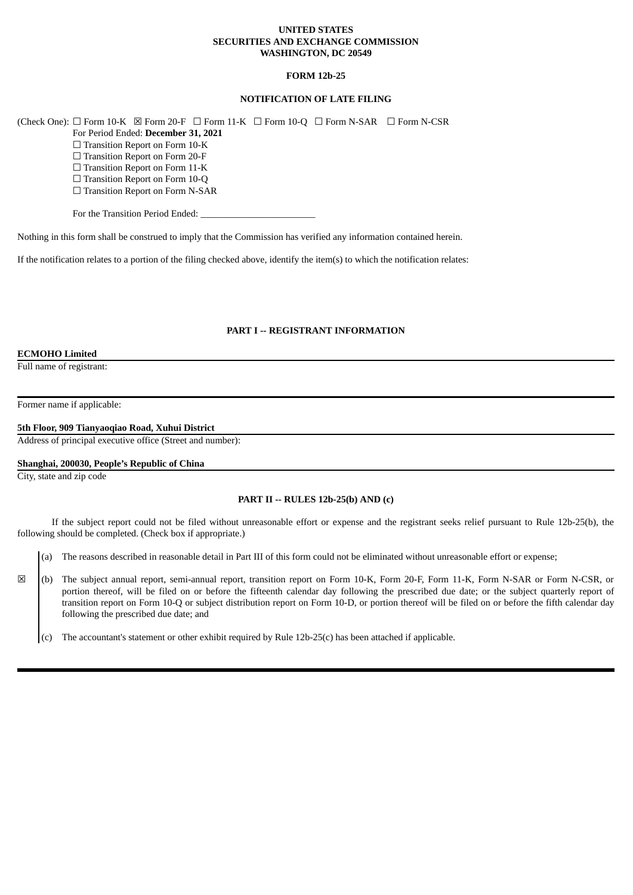**UNITED STATES**
**SECURITIES AND EXCHANGE COMMISSION**
**WASHINGTON, DC 20549**

**FORM 12b-25**

**NOTIFICATION OF LATE FILING**

(Check One): ☐ Form 10-K ☒ Form 20-F ☐ Form 11-K ☐ Form 10-Q ☐ Form N-SAR ☐ Form N-CSR

For Period Ended: **December 31, 2021**

☐ Transition Report on Form 10-K
☐ Transition Report on Form 20-F
☐ Transition Report on Form 11-K
☐ Transition Report on Form 10-Q
☐ Transition Report on Form N-SAR

For the Transition Period Ended: ________________________

Nothing in this form shall be construed to imply that the Commission has verified any information contained herein.

If the notification relates to a portion of the filing checked above, identify the item(s) to which the notification relates:

## PART I -- REGISTRANT INFORMATION

**ECMOHO Limited**
Full name of registrant:

Former name if applicable:

**5th Floor, 909 Tianyaoqiao Road, Xuhui District**
Address of principal executive office (Street and number):

**Shanghai, 200030, People's Republic of China**
City, state and zip code

## PART II -- RULES 12b-25(b) AND (c)

If the subject report could not be filed without unreasonable effort or expense and the registrant seeks relief pursuant to Rule 12b-25(b), the following should be completed. (Check box if appropriate.)

☒

(a) The reasons described in reasonable detail in Part III of this form could not be eliminated without unreasonable effort or expense;

(b) The subject annual report, semi-annual report, transition report on Form 10-K, Form 20-F, Form 11-K, Form N-SAR or Form N-CSR, or portion thereof, will be filed on or before the fifteenth calendar day following the prescribed due date; or the subject quarterly report of transition report on Form 10-Q or subject distribution report on Form 10-D, or portion thereof will be filed on or before the fifth calendar day following the prescribed due date; and

(c) The accountant's statement or other exhibit required by Rule 12b-25(c) has been attached if applicable.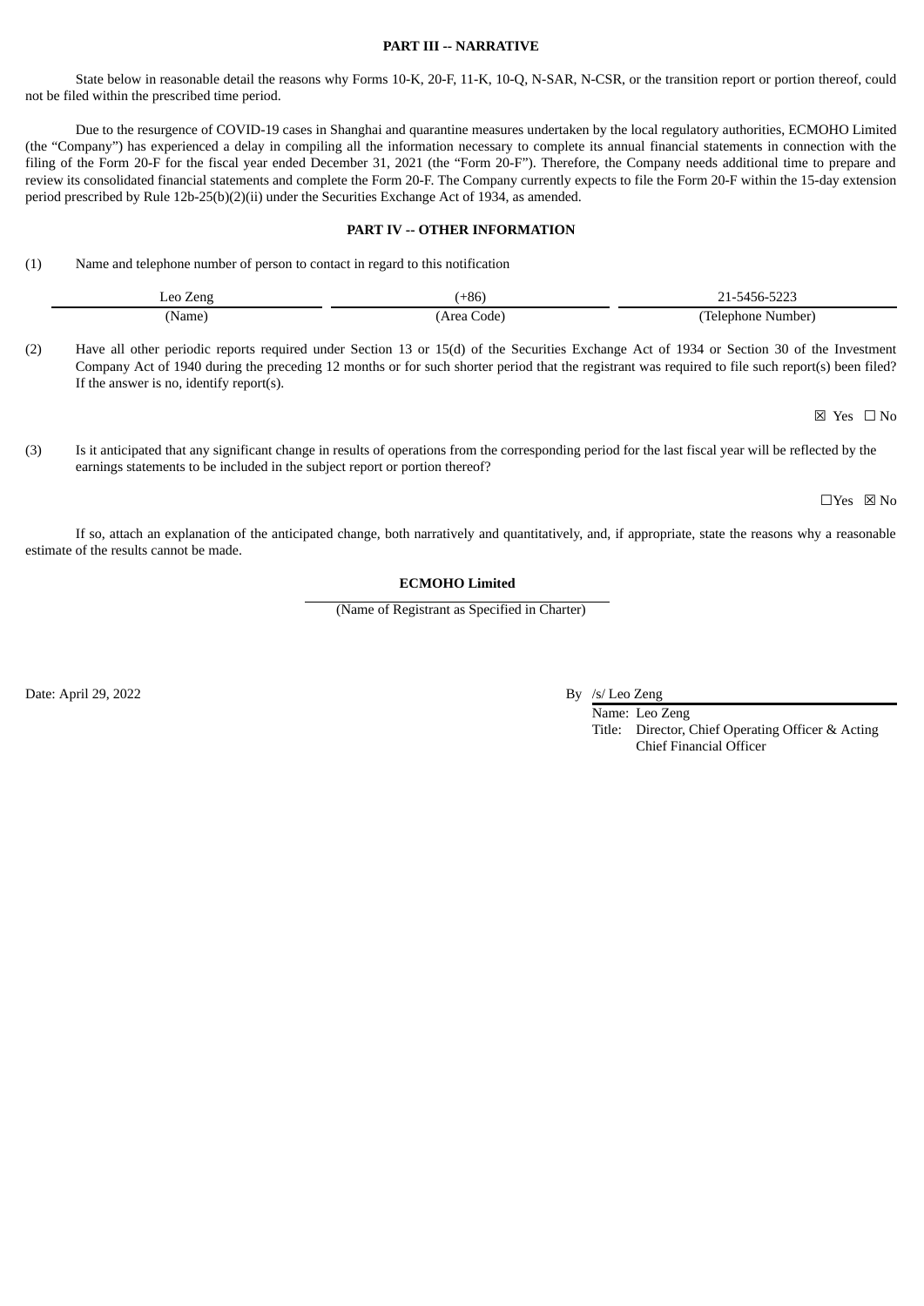**PART III -- NARRATIVE**

State below in reasonable detail the reasons why Forms 10-K, 20-F, 11-K, 10-Q, N-SAR, N-CSR, or the transition report or portion thereof, could not be filed within the prescribed time period.

Due to the resurgence of COVID-19 cases in Shanghai and quarantine measures undertaken by the local regulatory authorities, ECMOHO Limited (the “Company”) has experienced a delay in compiling all the information necessary to complete its annual financial statements in connection with the filing of the Form 20-F for the fiscal year ended December 31, 2021 (the “Form 20-F”). Therefore, the Company needs additional time to prepare and review its consolidated financial statements and complete the Form 20-F. The Company currently expects to file the Form 20-F within the 15-day extension period prescribed by Rule 12b-25(b)(2)(ii) under the Securities Exchange Act of 1934, as amended.

**PART IV -- OTHER INFORMATION**

(1) Name and telephone number of person to contact in regard to this notification

| Leo Zeng | (+86) | 21-5456-5223 |
|---|---|---|
| (Name) | (Area Code) | (Telephone Number) |

(2) Have all other periodic reports required under Section 13 or 15(d) of the Securities Exchange Act of 1934 or Section 30 of the Investment Company Act of 1940 during the preceding 12 months or for such shorter period that the registrant was required to file such report(s) been filed? If the answer is no, identify report(s).

☒ Yes ☐ No

(3) Is it anticipated that any significant change in results of operations from the corresponding period for the last fiscal year will be reflected by the earnings statements to be included in the subject report or portion thereof?

☐Yes ☒ No

If so, attach an explanation of the anticipated change, both narratively and quantitatively, and, if appropriate, state the reasons why a reasonable estimate of the results cannot be made.

**ECMOHO Limited**

(Name of Registrant as Specified in Charter)

Date: April 29, 2022

By /s/ Leo Zeng

Name: Leo Zeng

Title: Director, Chief Operating Officer & Acting Chief Financial Officer